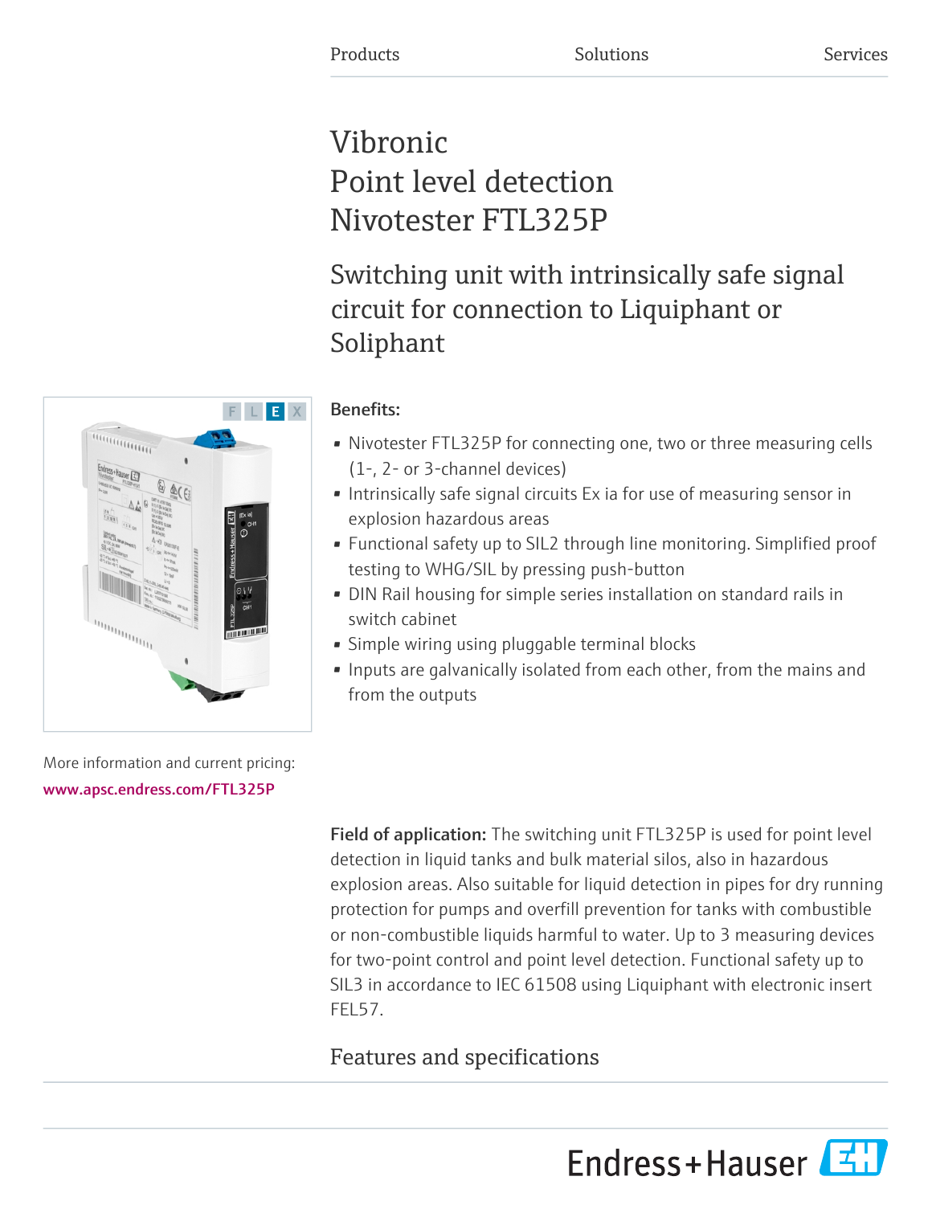Products Solutions Services

# Vibronic
# Point level detection
# Nivotester FTL325P

## Switching unit with intrinsically safe signal circuit for connection to Liquiphant or Soliphant

**Benefits:**

- Nivotester FTL325P for connecting one, two or three measuring cells (1-, 2- or 3-channel devices)
- Intrinsically safe signal circuits Ex ia for use of measuring sensor in explosion hazardous areas
- Functional safety up to SIL2 through line monitoring. Simplified proof testing to WHG/SIL by pressing push-button
- DIN Rail housing for simple series installation on standard rails in switch cabinet
- Simple wiring using pluggable terminal blocks
- Inputs are galvanically isolated from each other, from the mains and from the outputs

More information and current pricing:
www.apsc.endress.com/FTL325P

**Field of application:** The switching unit FTL325P is used for point level detection in liquid tanks and bulk material silos, also in hazardous explosion areas. Also suitable for liquid detection in pipes for dry running protection for pumps and overfill prevention for tanks with combustible or non-combustible liquids harmful to water. Up to 3 measuring devices for two-point control and point level detection. Functional safety up to SIL3 in accordance to IEC 61508 using Liquiphant with electronic insert FEL57.

## Features and specifications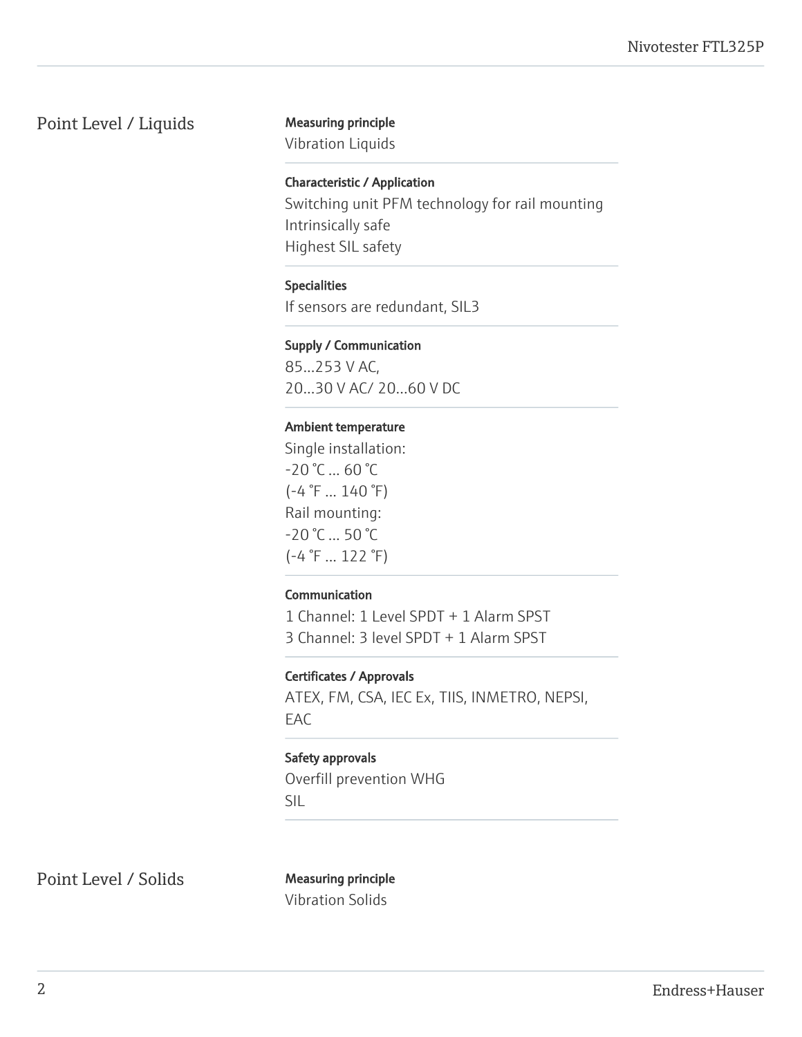## Point Level / Liquids

**Measuring principle**
Vibration Liquids

**Characteristic / Application**
Switching unit PFM technology for rail mounting
Intrinsically safe
Highest SIL safety

**Specialities**
If sensors are redundant, SIL3

**Supply / Communication**
85...253 V AC,
20...30 V AC/ 20...60 V DC

**Ambient temperature**
Single installation:
-20 °C ... 60 °C
(-4 °F ... 140 °F)
Rail mounting:
-20 °C ... 50 °C
(-4 °F ... 122 °F)

**Communication**
1 Channel: 1 Level SPDT + 1 Alarm SPST
3 Channel: 3 level SPDT + 1 Alarm SPST

**Certificates / Approvals**
ATEX, FM, CSA, IEC Ex, TIIS, INMETRO, NEPSI, EAC

**Safety approvals**
Overfill prevention WHG
SIL

## Point Level / Solids

**Measuring principle**
Vibration Solids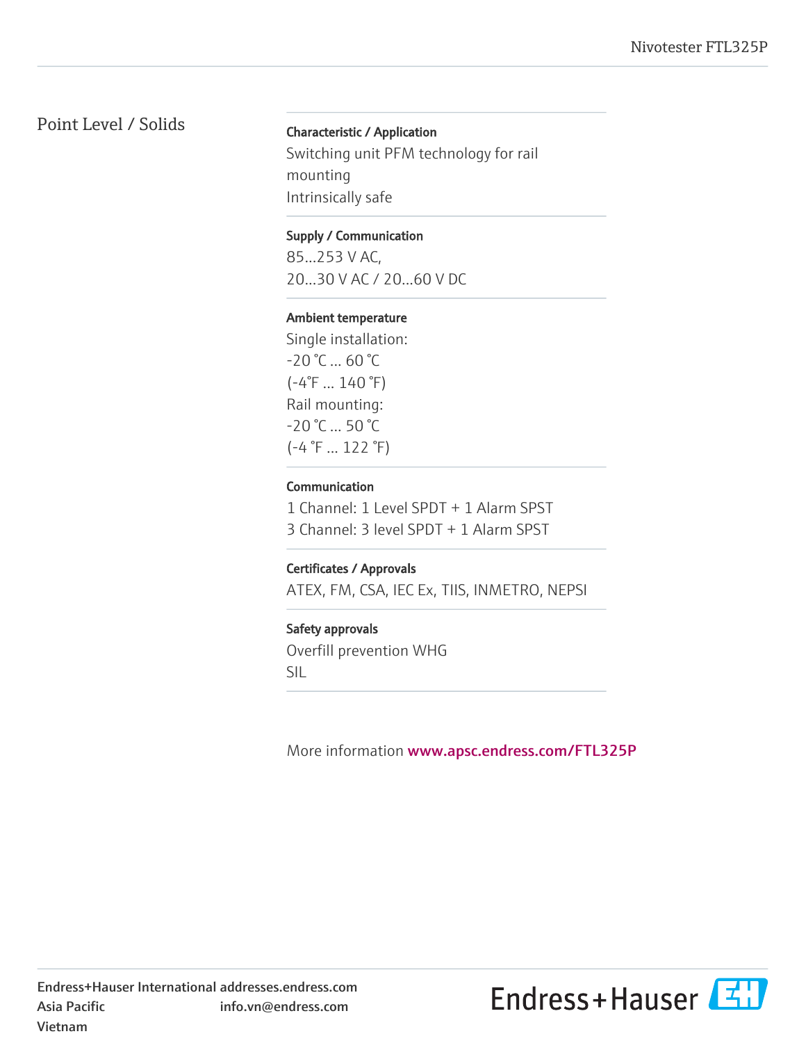## Point Level / Solids

**Characteristic / Application**

Switching unit PFM technology for rail mounting
Intrinsically safe

**Supply / Communication**

85...253 V AC,
20...30 V AC / 20...60 V DC

**Ambient temperature**

Single installation:
-20 °C ... 60 °C
(-4°F ... 140 °F)
Rail mounting:
-20 °C ... 50 °C
(-4 °F ... 122 °F)

**Communication**

1 Channel: 1 Level SPDT + 1 Alarm SPST
3 Channel: 3 level SPDT + 1 Alarm SPST

**Certificates / Approvals**

ATEX, FM, CSA, IEC Ex, TIIS, INMETRO, NEPSI

**Safety approvals**

Overfill prevention WHG
SIL

More information **www.apsc.endress.com/FTL325P**

Endress+Hauser International addresses.endress.com
Asia Pacific info.vn@endress.com
Vietnam